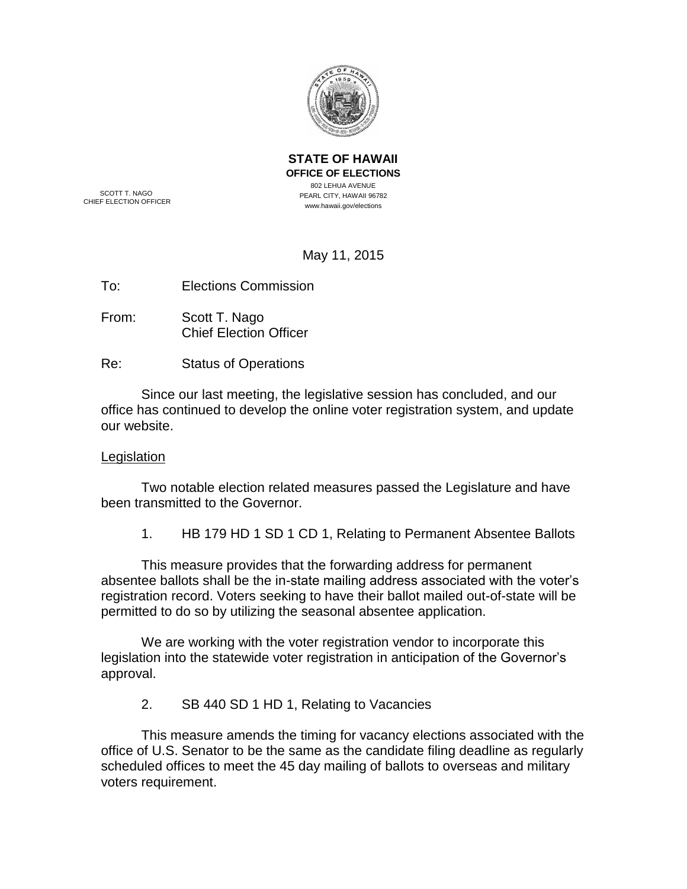**STATE OF HAWAII**
**OFFICE OF ELECTIONS**
802 LEHUA AVENUE
PEARL CITY, HAWAII 96782
www.hawaii.gov/elections

SCOTT T. NAGO
CHIEF ELECTION OFFICER

May 11, 2015

To: Elections Commission

From: Scott T. Nago
Chief Election Officer

Re: Status of Operations

Since our last meeting, the legislative session has concluded, and our office has continued to develop the online voter registration system, and update our website.

## Legislation

Two notable election related measures passed the Legislature and have been transmitted to the Governor.

1. HB 179 HD 1 SD 1 CD 1, Relating to Permanent Absentee Ballots

This measure provides that the forwarding address for permanent absentee ballots shall be the in-state mailing address associated with the voter's registration record. Voters seeking to have their ballot mailed out-of-state will be permitted to do so by utilizing the seasonal absentee application.

We are working with the voter registration vendor to incorporate this legislation into the statewide voter registration in anticipation of the Governor's approval.

2. SB 440 SD 1 HD 1, Relating to Vacancies

This measure amends the timing for vacancy elections associated with the office of U.S. Senator to be the same as the candidate filing deadline as regularly scheduled offices to meet the 45 day mailing of ballots to overseas and military voters requirement.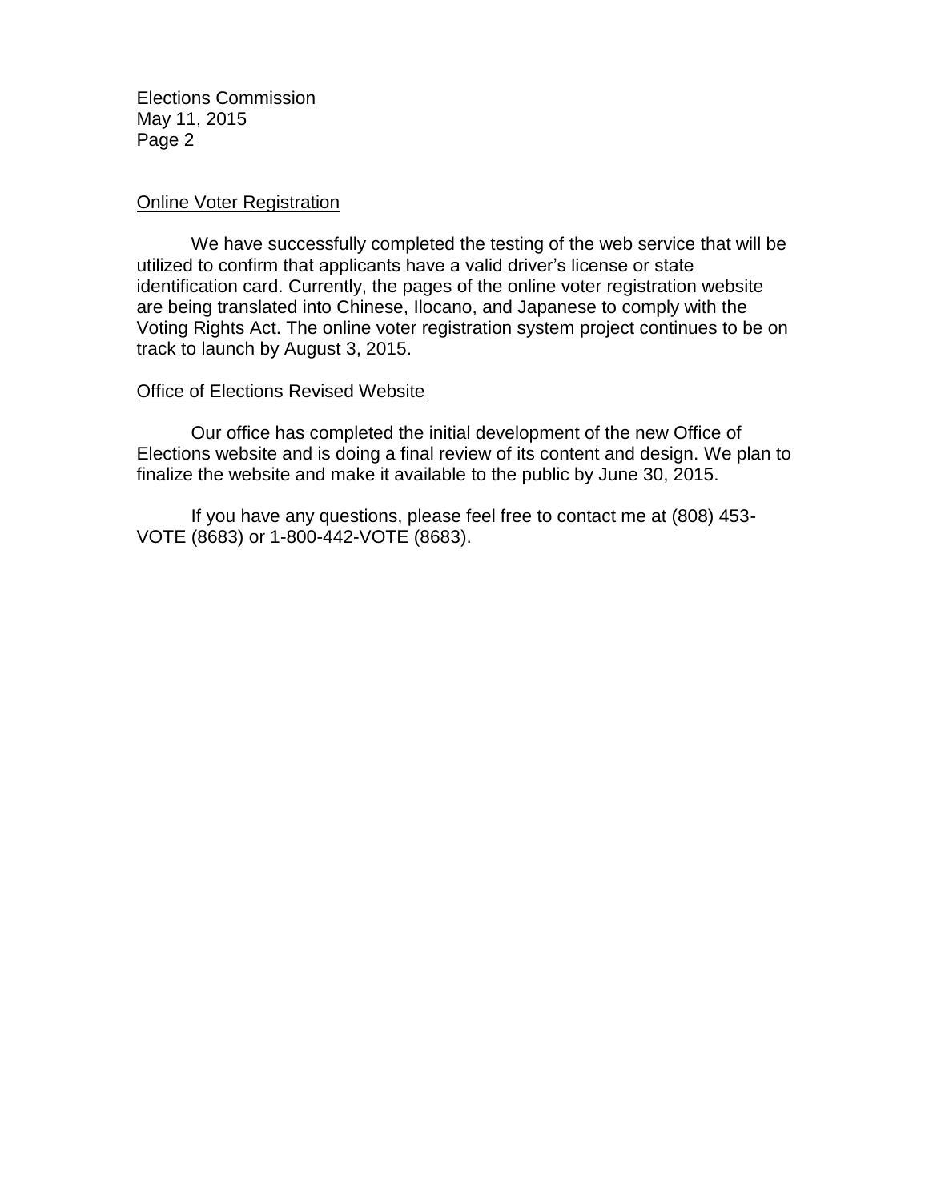Elections Commission
May 11, 2015
Page 2

<u>Online Voter Registration</u>

We have successfully completed the testing of the web service that will be utilized to confirm that applicants have a valid driver's license or state identification card. Currently, the pages of the online voter registration website are being translated into Chinese, Ilocano, and Japanese to comply with the Voting Rights Act. The online voter registration system project continues to be on track to launch by August 3, 2015.

<u>Office of Elections Revised Website</u>

Our office has completed the initial development of the new Office of Elections website and is doing a final review of its content and design. We plan to finalize the website and make it available to the public by June 30, 2015.

If you have any questions, please feel free to contact me at (808) 453-VOTE (8683) or 1-800-442-VOTE (8683).